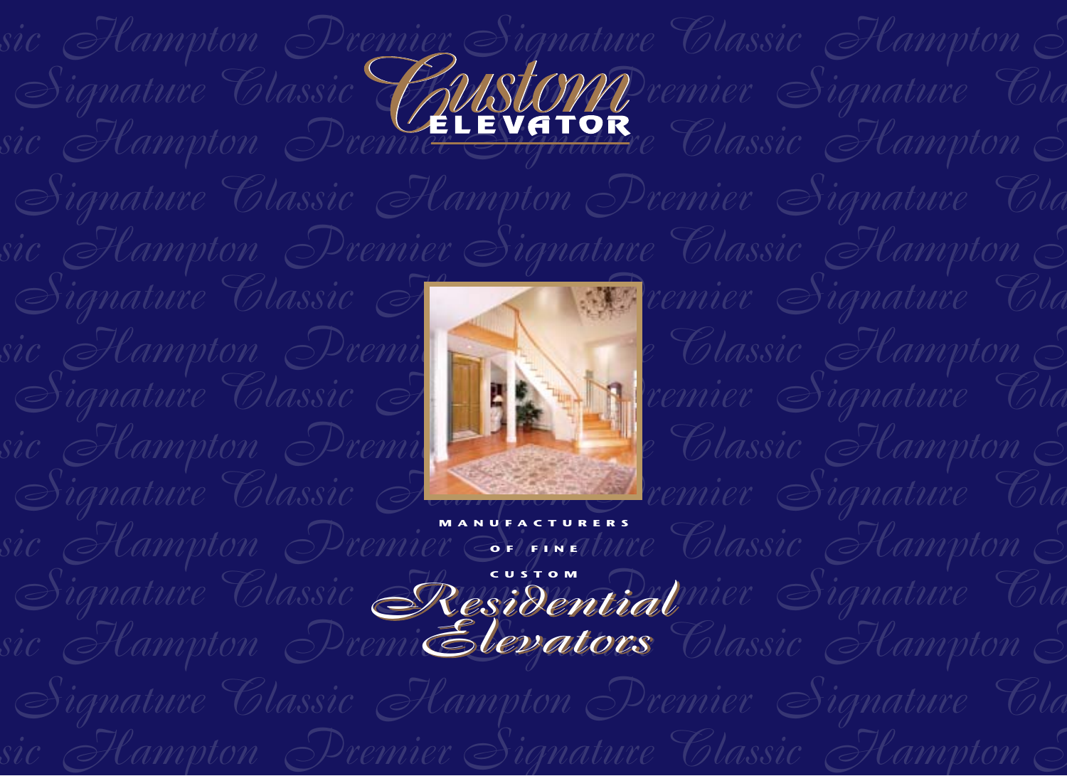# Custom ELEVATOR

MANUFACTURERS

OF FINE

CUSTOM

## Residential Elevators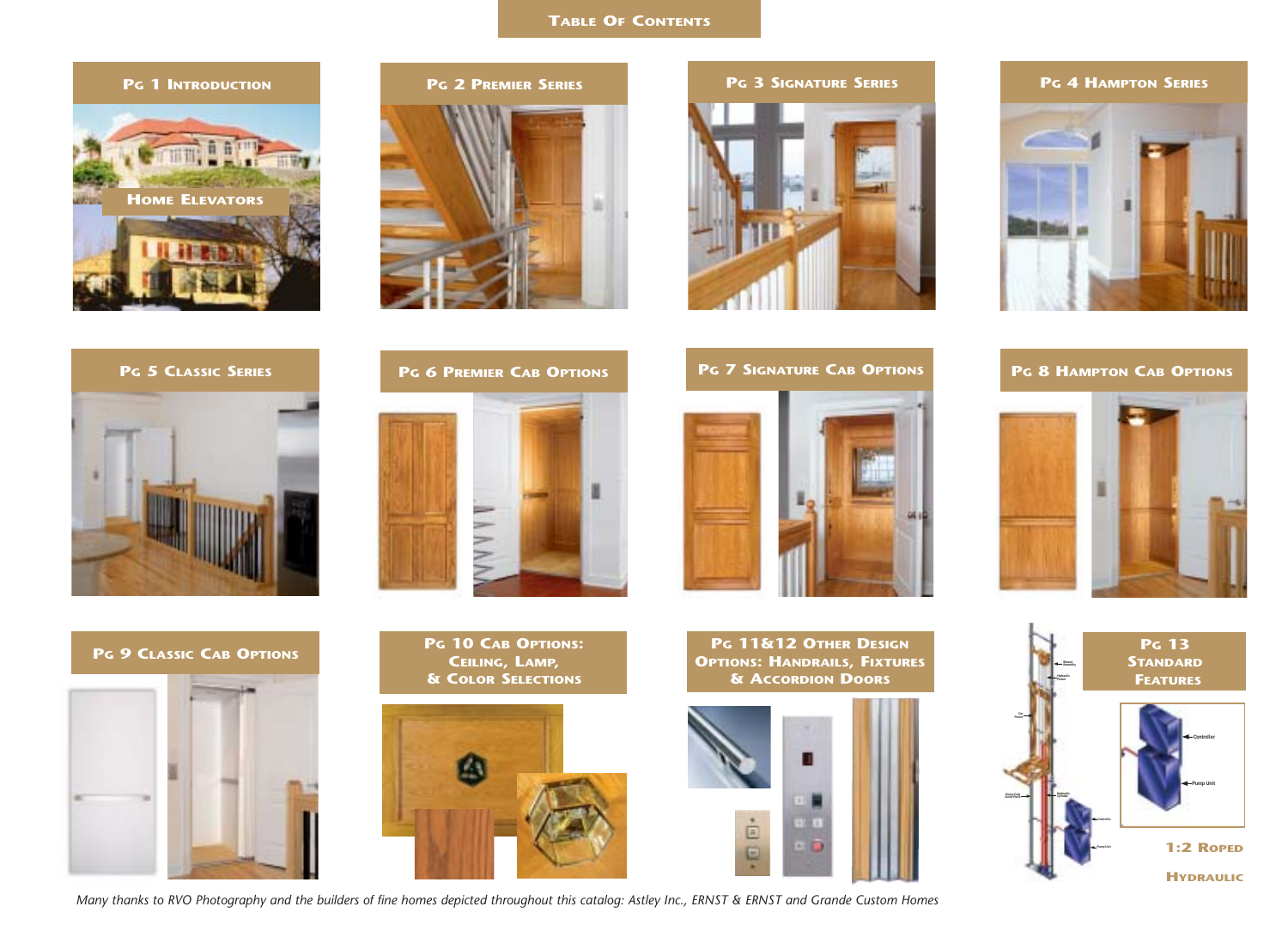# Table Of Contents

**Pg 1 Introduction**

Home Elevators

**Pg 2 Premier Series**

**Pg 3 Signature Series**

**Pg 4 Hampton Series**

**Pg 5 Classic Series**

**Pg 6 Premier Cab Options**

**Pg 7 Signature Cab Options**

**Pg 8 Hampton Cab Options**

**Pg 9 Classic Cab Options**

**Pg 10 Cab Options: Ceiling, Lamp, & Color Selections**

**Pg 11&12 Other Design Options: Handrails, Fixtures & Accordion Doors**

**Pg 13 Standard Features**

1:2 Roped Hydraulic

*Many thanks to RVO Photography and the builders of fine homes depicted throughout this catalog: Astley Inc., ERNST & ERNST and Grande Custom Homes*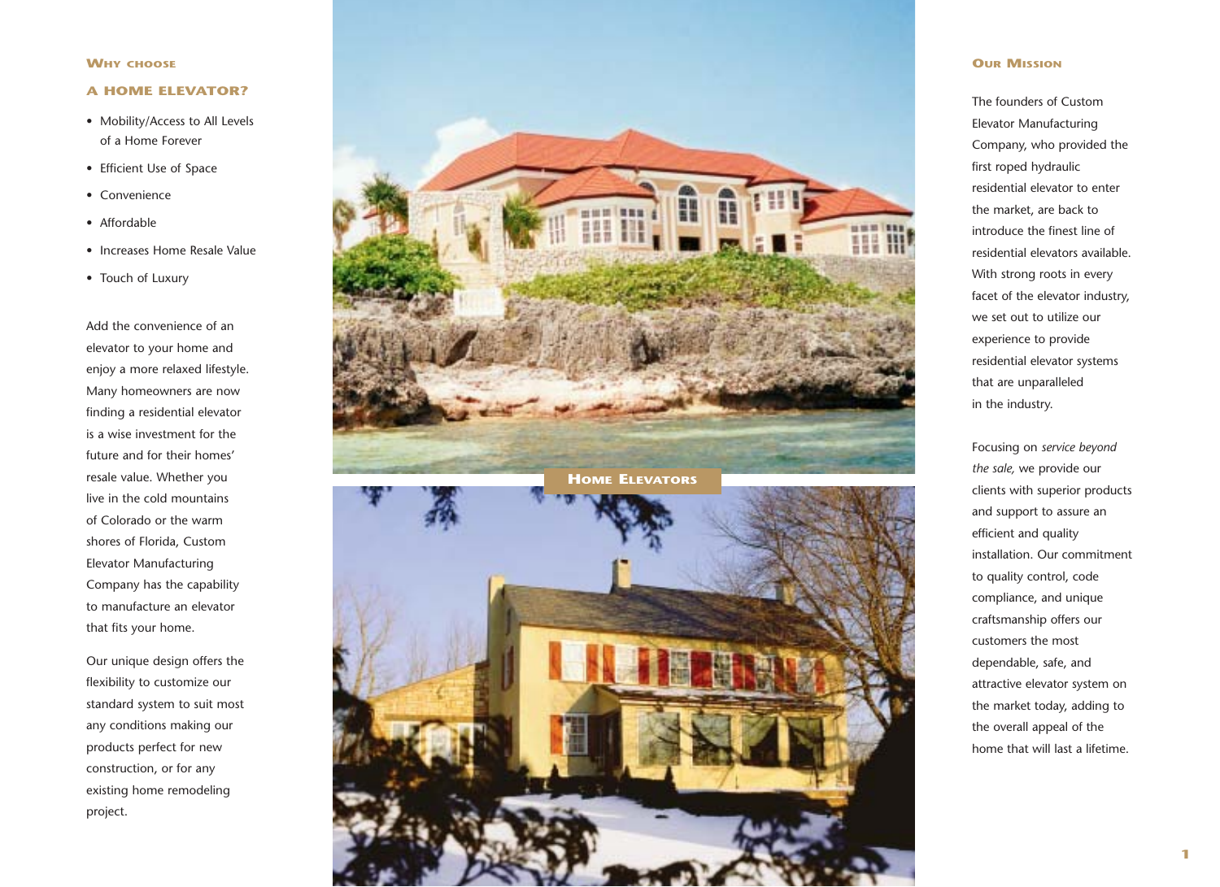## Why choose a home elevator?

- Mobility/Access to All Levels of a Home Forever
- Efficient Use of Space
- Convenience
- Affordable
- Increases Home Resale Value
- Touch of Luxury

Add the convenience of an elevator to your home and enjoy a more relaxed lifestyle. Many homeowners are now finding a residential elevator is a wise investment for the future and for their homes' resale value. Whether you live in the cold mountains of Colorado or the warm shores of Florida, Custom Elevator Manufacturing Company has the capability to manufacture an elevator that fits your home.

Our unique design offers the flexibility to customize our standard system to suit most any conditions making our products perfect for new construction, or for any existing home remodeling project.

## Home Elevators

## Our Mission

The founders of Custom Elevator Manufacturing Company, who provided the first roped hydraulic residential elevator to enter the market, are back to introduce the finest line of residential elevators available. With strong roots in every facet of the elevator industry, we set out to utilize our experience to provide residential elevator systems that are unparalleled in the industry.

Focusing on *service beyond the sale,* we provide our clients with superior products and support to assure an efficient and quality installation. Our commitment to quality control, code compliance, and unique craftsmanship offers our customers the most dependable, safe, and attractive elevator system on the market today, adding to the overall appeal of the home that will last a lifetime.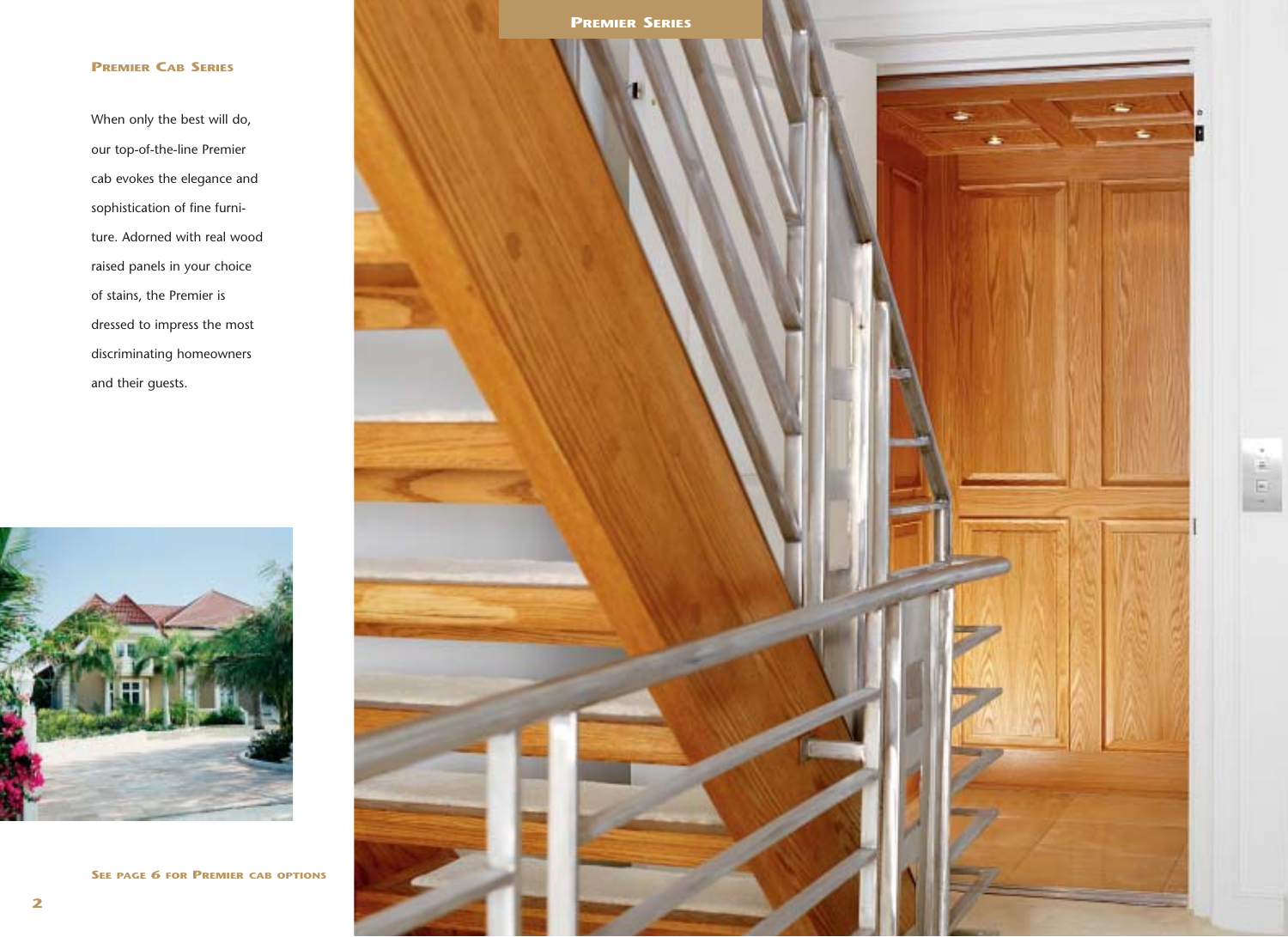## Premier Series

### Premier Cab Series

When only the best will do, our top-of-the-line Premier cab evokes the elegance and sophistication of fine furniture. Adorned with real wood raised panels in your choice of stains, the Premier is dressed to impress the most discriminating homeowners and their guests.

**See page 6 for Premier cab options**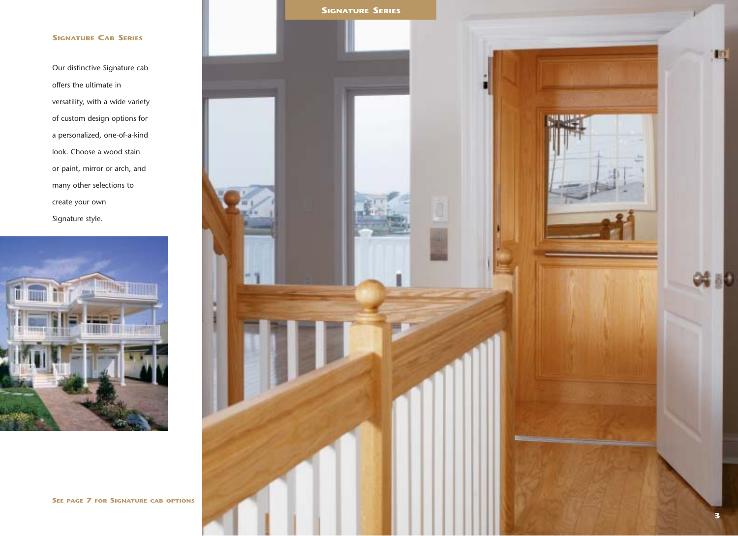## Signature Series

### Signature Cab Series

Our distinctive Signature cab offers the ultimate in versatility, with a wide variety of custom design options for a personalized, one-of-a-kind look. Choose a wood stain or paint, mirror or arch, and many other selections to create your own Signature style.

See page 7 for Signature cab options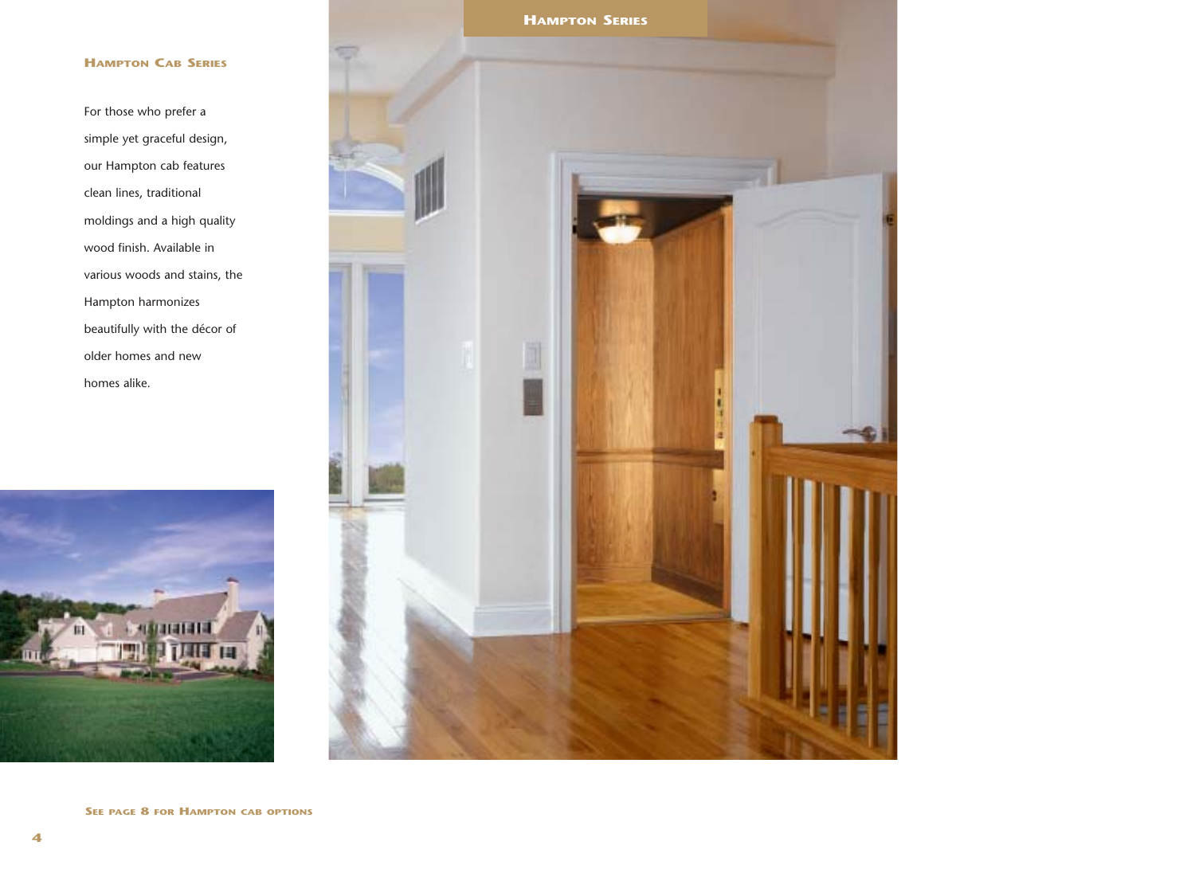## Hampton Series

### Hampton Cab Series

For those who prefer a simple yet graceful design, our Hampton cab features clean lines, traditional moldings and a high quality wood finish. Available in various woods and stains, the Hampton harmonizes beautifully with the décor of older homes and new homes alike.

**See page 8 for Hampton cab options**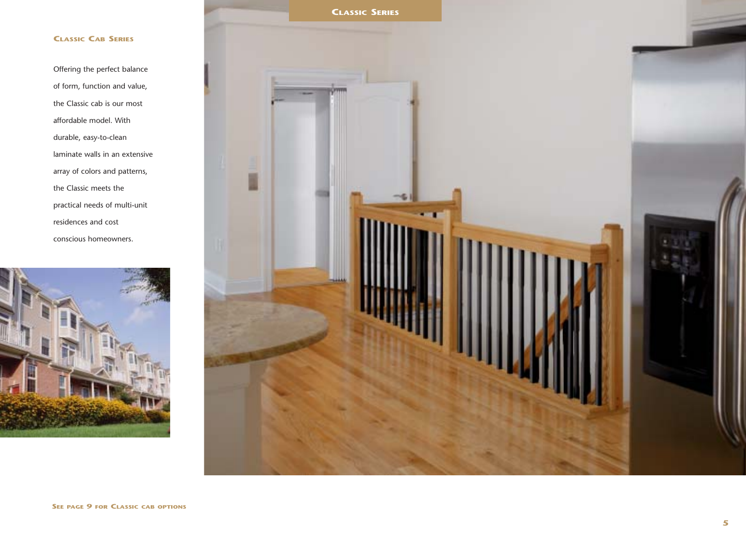## Classic Series

### Classic Cab Series

Offering the perfect balance of form, function and value, the Classic cab is our most affordable model. With durable, easy-to-clean laminate walls in an extensive array of colors and patterns, the Classic meets the practical needs of multi-unit residences and cost conscious homeowners.

**See page 9 for Classic cab options**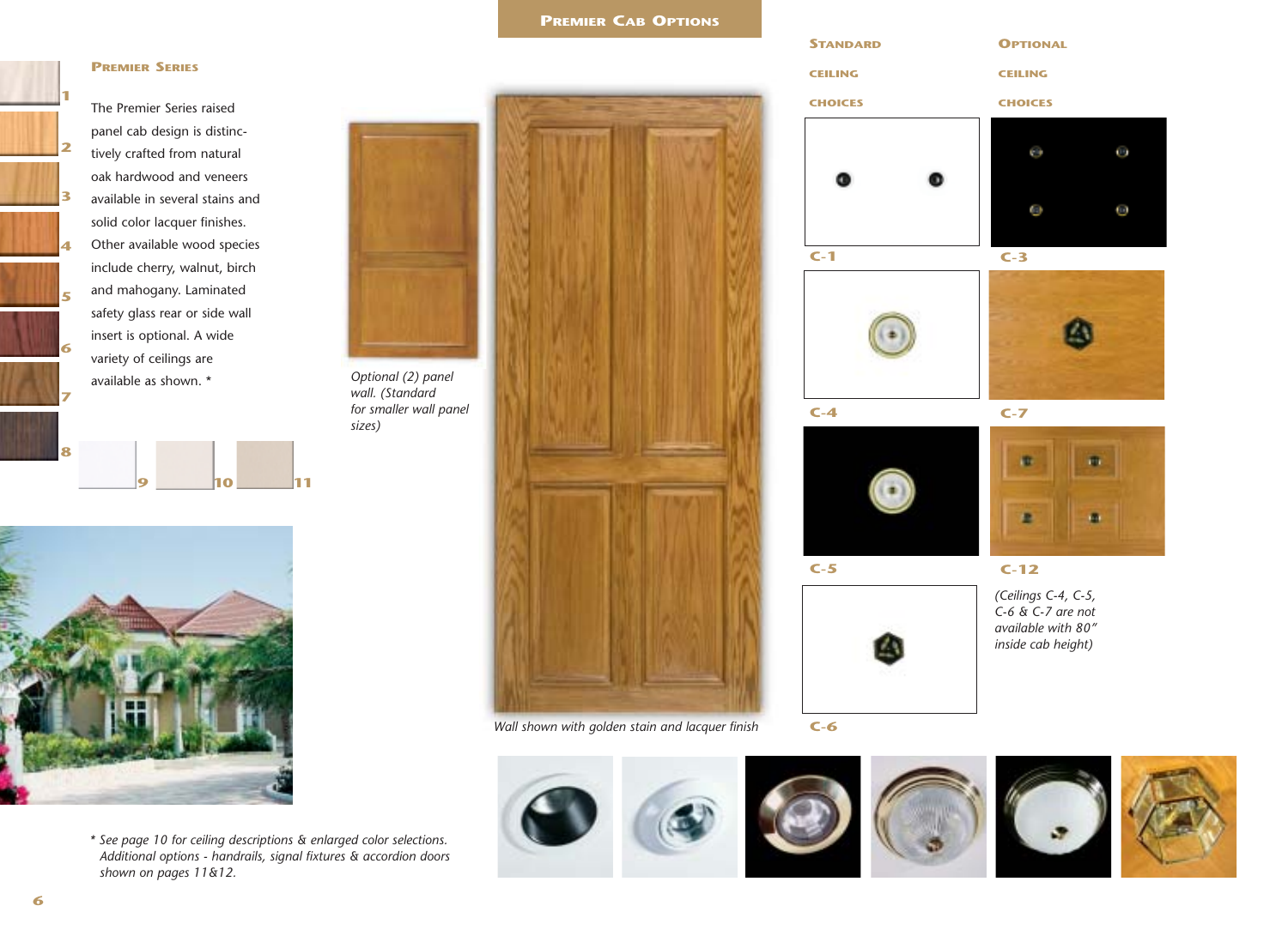## Premier Series

The Premier Series raised panel cab design is distinctively crafted from natural oak hardwood and veneers available in several stains and solid color lacquer finishes. Other available wood species include cherry, walnut, birch and mahogany. Laminated safety glass rear or side wall insert is optional. A wide variety of ceilings are available as shown. *

1 2 3 4 5 6 7 8 9 10 11

*Optional (2) panel wall. (Standard for smaller wall panel sizes)*

## Premier Cab Options

*Wall shown with golden stain and lacquer finish*

### Standard ceiling choices

C-1

C-4

C-5

C-6

### Optional ceiling choices

C-3

C-7

C-12

*(Ceilings C-4, C-5, C-6 & C-7 are not available with 80" inside cab height)*

*\* See page 10 for ceiling descriptions & enlarged color selections. Additional options - handrails, signal fixtures & accordion doors shown on pages 11&12.*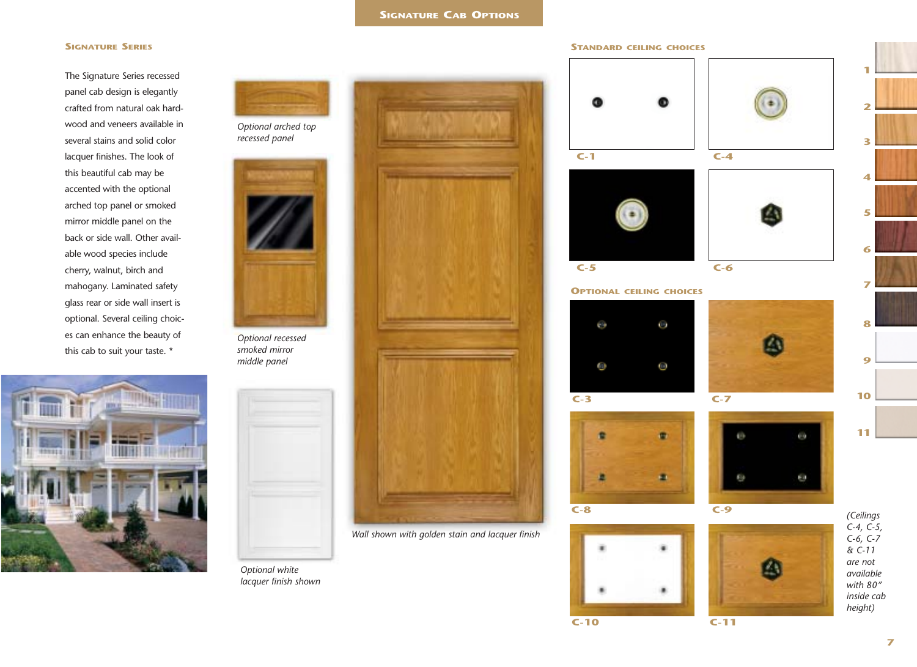# Signature Cab Options

## Signature Series

The Signature Series recessed panel cab design is elegantly crafted from natural oak hardwood and veneers available in several stains and solid color lacquer finishes. The look of this beautiful cab may be accented with the optional arched top panel or smoked mirror middle panel on the back or side wall. Other available wood species include cherry, walnut, birch and mahogany. Laminated safety glass rear or side wall insert is optional. Several ceiling choices can enhance the beauty of this cab to suit your taste. *

*Optional arched top recessed panel*

*Optional recessed smoked mirror middle panel*

*Optional white lacquer finish shown*

*Wall shown with golden stain and lacquer finish*

## Standard ceiling choices

C-1

C-4

C-5

C-6

## Optional ceiling choices

C-3

C-7

C-8

C-9

C-10

C-11

1

2

3

4

5

6

7

8

9

10

11

*(Ceilings C-4, C-5, C-6, C-7 & C-11 are not available with 80″ inside cab height)*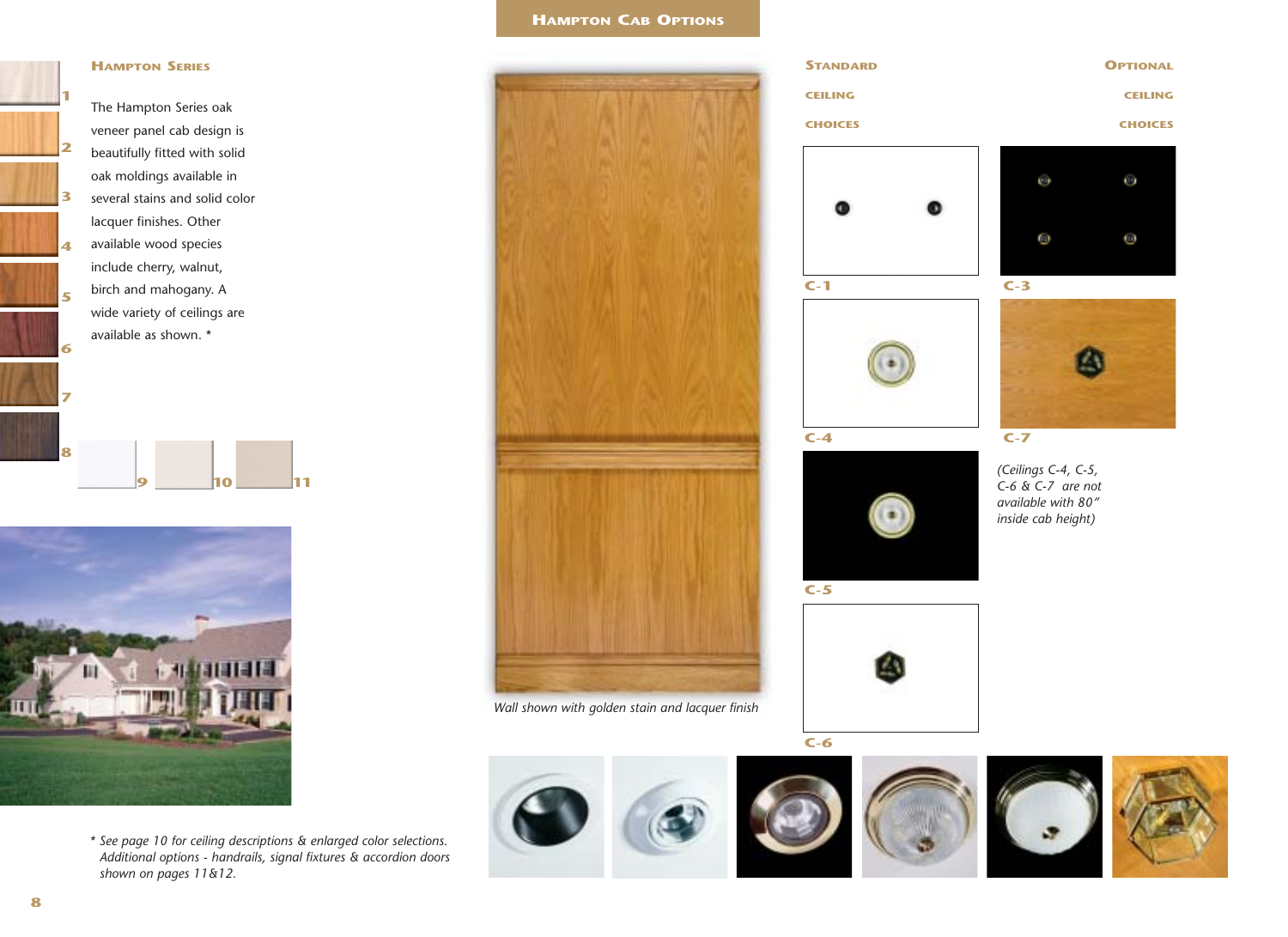# Hampton Cab Options

## Hampton Series

The Hampton Series oak veneer panel cab design is beautifully fitted with solid oak moldings available in several stains and solid color lacquer finishes. Other available wood species include cherry, walnut, birch and mahogany. A wide variety of ceilings are available as shown. *

1 2 3 4 5 6 7 8 9 10 11

*Wall shown with golden stain and lacquer finish*

## Standard Ceiling Choices

C-1

C-4

C-5

C-6

## Optional Ceiling Choices

C-3

C-7

*(Ceilings C-4, C-5, C-6 & C-7 are not available with 80" inside cab height)*

*\* See page 10 for ceiling descriptions & enlarged color selections. Additional options - handrails, signal fixtures & accordion doors shown on pages 11&12.*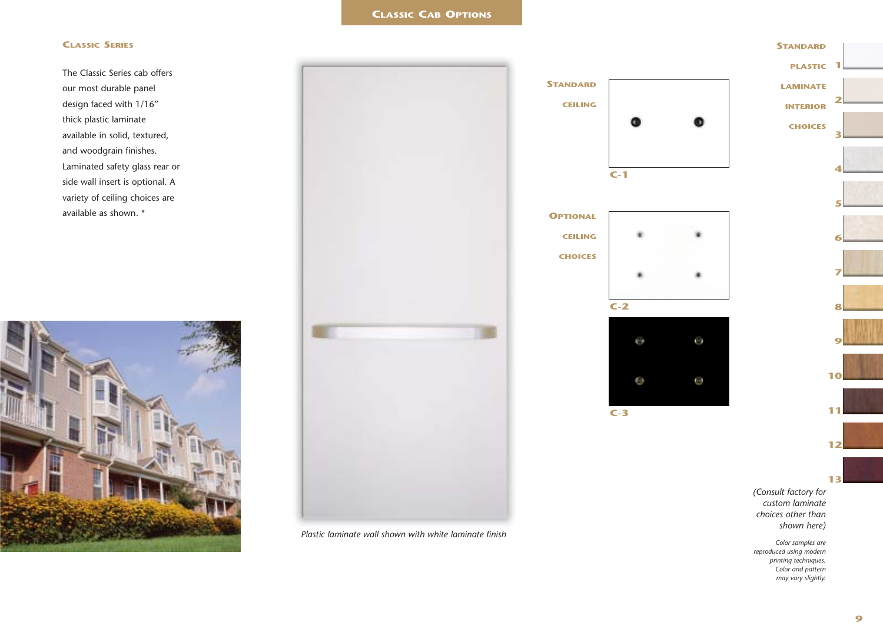## Classic Cab Options

### Classic Series

The Classic Series cab offers our most durable panel design faced with 1/16" thick plastic laminate available in solid, textured, and woodgrain finishes. Laminated safety glass rear or side wall insert is optional. A variety of ceiling choices are available as shown. *

*Plastic laminate wall shown with white laminate finish*

### Standard Ceiling

C-1

### Optional Ceiling Choices

C-2

C-3

### Standard Plastic Laminate Interior Choices

1
2
3
4
5
6
7
8
9
10
11
12
13

*(Consult factory for custom laminate choices other than shown here)*

*Color samples are reproduced using modern printing techniques. Color and pattern may vary slightly.*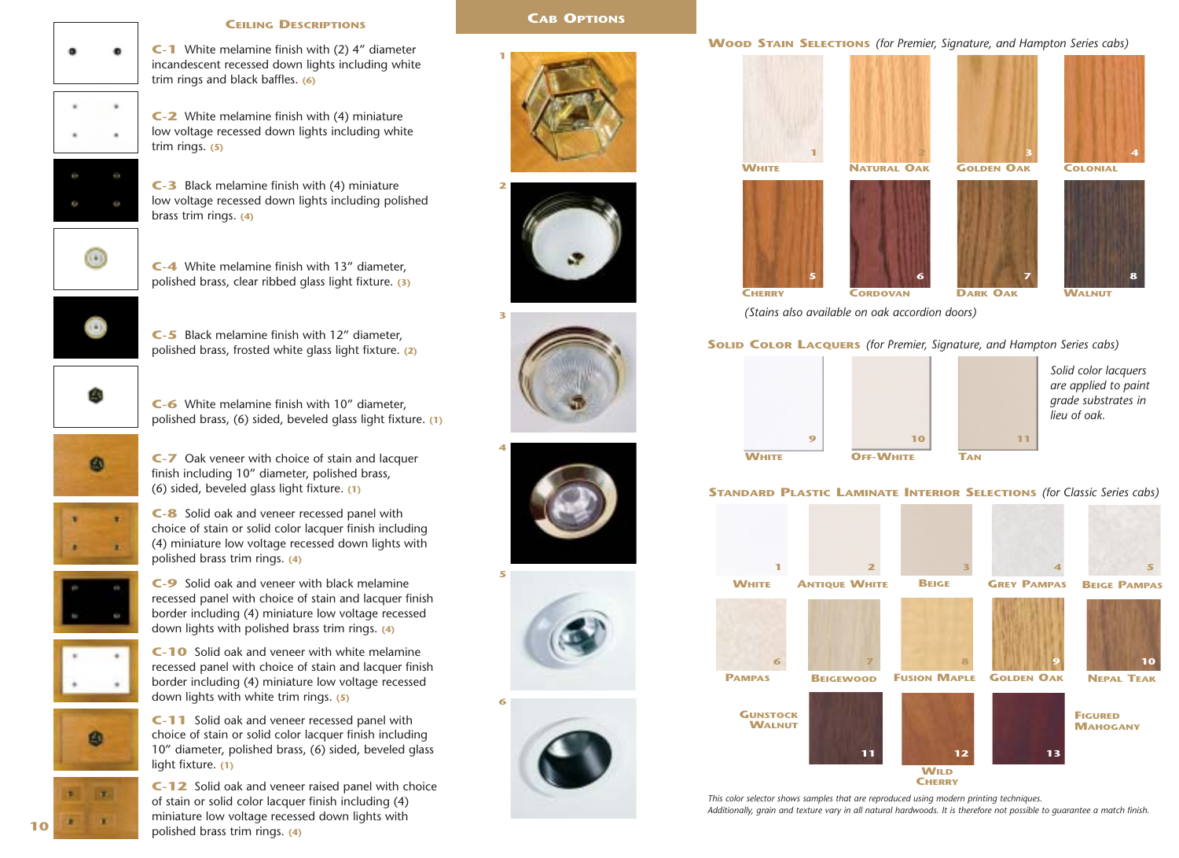## Ceiling Descriptions

**C-1** White melamine finish with (2) 4″ diameter incandescent recessed down lights including white trim rings and black baffles. (6)

**C-2** White melamine finish with (4) miniature low voltage recessed down lights including white trim rings. (5)

**C-3** Black melamine finish with (4) miniature low voltage recessed down lights including polished brass trim rings. (4)

**C-4** White melamine finish with 13″ diameter, polished brass, clear ribbed glass light fixture. (3)

**C-5** Black melamine finish with 12″ diameter, polished brass, frosted white glass light fixture. (2)

**C-6** White melamine finish with 10″ diameter, polished brass, (6) sided, beveled glass light fixture. (1)

**C-7** Oak veneer with choice of stain and lacquer finish including 10″ diameter, polished brass, (6) sided, beveled glass light fixture. (1)

**C-8** Solid oak and veneer recessed panel with choice of stain or solid color lacquer finish including (4) miniature low voltage recessed down lights with polished brass trim rings. (4)

**C-9** Solid oak and veneer with black melamine recessed panel with choice of stain and lacquer finish border including (4) miniature low voltage recessed down lights with polished brass trim rings. (4)

**C-10** Solid oak and veneer with white melamine recessed panel with choice of stain and lacquer finish border including (4) miniature low voltage recessed down lights with white trim rings. (5)

**C-11** Solid oak and veneer recessed panel with choice of stain or solid color lacquer finish including 10″ diameter, polished brass, (6) sided, beveled glass light fixture. (1)

**C-12** Solid oak and veneer raised panel with choice of stain or solid color lacquer finish including (4) miniature low voltage recessed down lights with polished brass trim rings. (4)

## Cab Options

1

2

3

4

5

6

## Wood Stain Selections *(for Premier, Signature, and Hampton Series cabs)*

1 White

2 Natural Oak

3 Golden Oak

4 Colonial

5 Cherry

6 Cordovan

7 Dark Oak

8 Walnut

*(Stains also available on oak accordion doors)*

## Solid Color Lacquers *(for Premier, Signature, and Hampton Series cabs)*

9 White

10 Off-White

11 Tan

*Solid color lacquers are applied to paint grade substrates in lieu of oak.*

## Standard Plastic Laminate Interior Selections *(for Classic Series cabs)*

1 White

2 Antique White

3 Beige

4 Grey Pampas

5 Beige Pampas

6 Pampas

7 Beigewood

8 Fusion Maple

9 Golden Oak

10 Nepal Teak

11 Gunstock Walnut

12 Wild Cherry

13 Figured Mahogany

*This color selector shows samples that are reproduced using modern printing techniques. Additionally, grain and texture vary in all natural hardwoods. It is therefore not possible to guarantee a match finish.*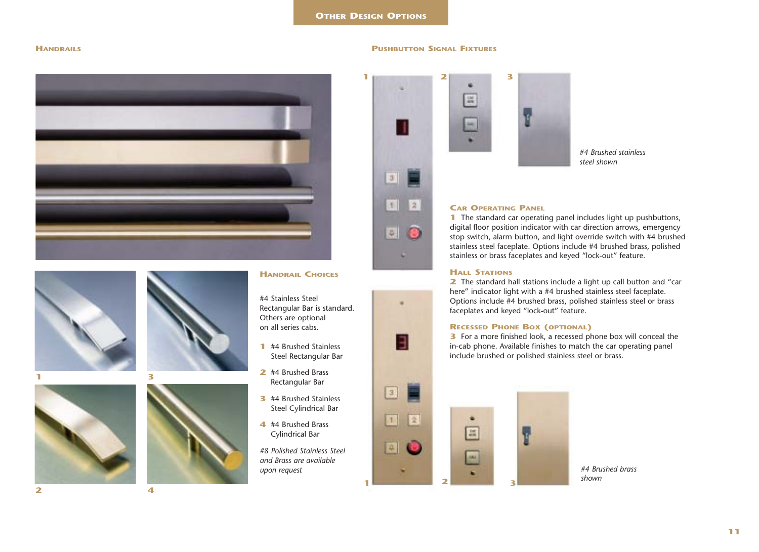# Other Design Options

## Handrails

### Handrail Choices

#4 Stainless Steel Rectangular Bar is standard. Others are optional on all series cabs.

1. #4 Brushed Stainless Steel Rectangular Bar
2. #4 Brushed Brass Rectangular Bar
3. #4 Brushed Stainless Steel Cylindrical Bar
4. #4 Brushed Brass Cylindrical Bar

*#8 Polished Stainless Steel and Brass are available upon request*

## Pushbutton Signal Fixtures

*#4 Brushed stainless steel shown*

### Car Operating Panel

**1** The standard car operating panel includes light up pushbuttons, digital floor position indicator with car direction arrows, emergency stop switch, alarm button, and light override switch with #4 brushed stainless steel faceplate. Options include #4 brushed brass, polished stainless or brass faceplates and keyed "lock-out" feature.

### Hall Stations

**2** The standard hall stations include a light up call button and "car here" indicator light with a #4 brushed stainless steel faceplate. Options include #4 brushed brass, polished stainless steel or brass faceplates and keyed "lock-out" feature.

### Recessed Phone Box (optional)

**3** For a more finished look, a recessed phone box will conceal the in-cab phone. Available finishes to match the car operating panel include brushed or polished stainless steel or brass.

*#4 Brushed brass shown*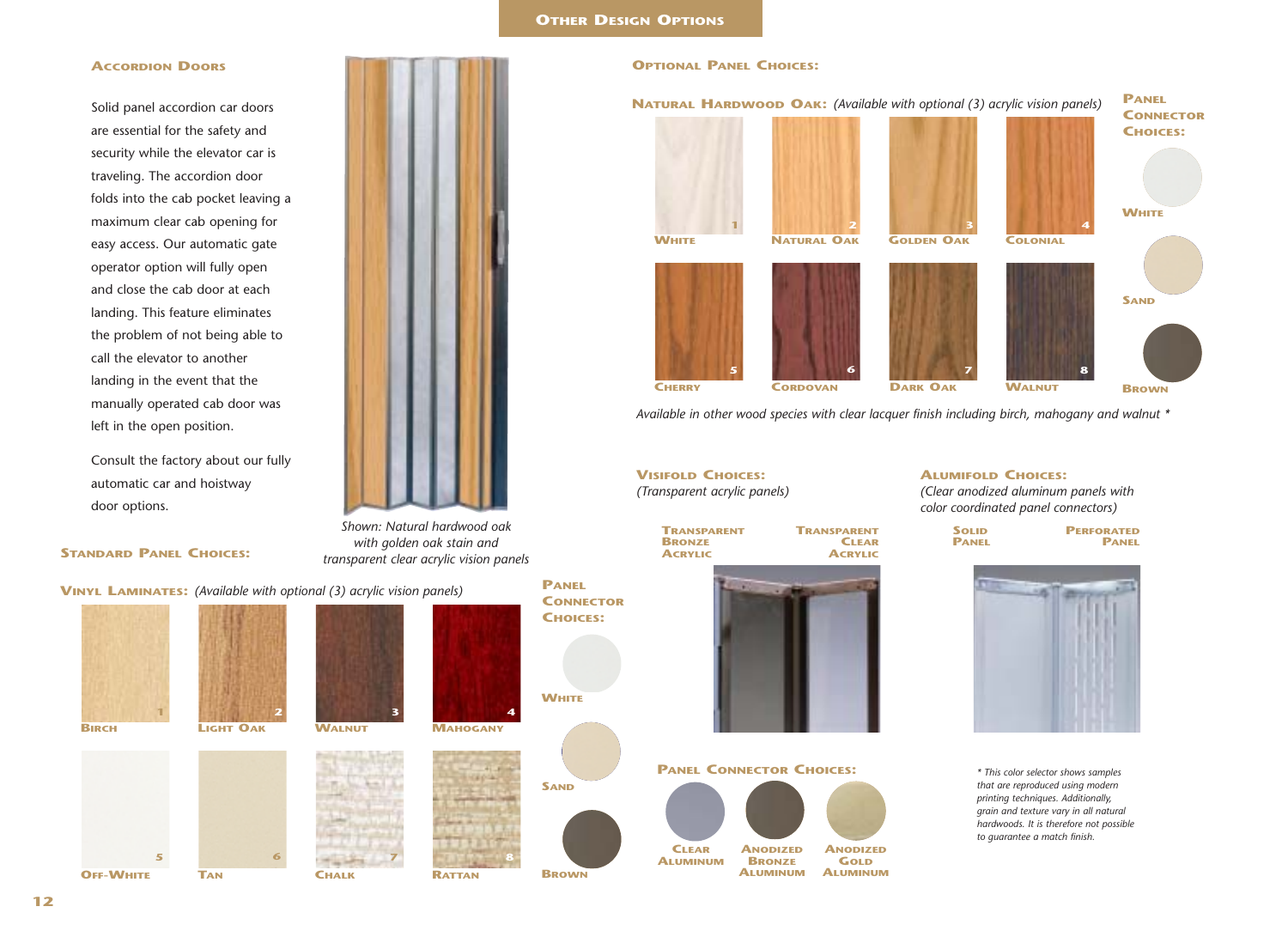## Other Design Options

### Accordion Doors

Solid panel accordion car doors are essential for the safety and security while the elevator car is traveling. The accordion door folds into the cab pocket leaving a maximum clear cab opening for easy access. Our automatic gate operator option will fully open and close the cab door at each landing. This feature eliminates the problem of not being able to call the elevator to another landing in the event that the manually operated cab door was left in the open position.

Consult the factory about our fully automatic car and hoistway door options.

*Shown: Natural hardwood oak with golden oak stain and transparent clear acrylic vision panels*

### Standard Panel Choices:

**Vinyl Laminates:** *(Available with optional (3) acrylic vision panels)*

1. Birch
2. Light Oak
3. Walnut
4. Mahogany
5. Off-White
6. Tan
7. Chalk
8. Rattan

**Panel Connector Choices:**

- White
- Sand
- Brown

### Optional Panel Choices:

**Natural Hardwood Oak:** *(Available with optional (3) acrylic vision panels)*

1. White
2. Natural Oak
3. Golden Oak
4. Colonial
5. Cherry
6. Cordovan
7. Dark Oak
8. Walnut

**Panel Connector Choices:**

- White
- Sand
- Brown

*Available in other wood species with clear lacquer finish including birch, mahogany and walnut **

**Visifold Choices:**
*(Transparent acrylic panels)*

- Transparent Bronze Acrylic
- Transparent Clear Acrylic

**Alumifold Choices:**
*(Clear anodized aluminum panels with color coordinated panel connectors)*

- Solid Panel
- Perforated Panel

**Panel Connector Choices:**

- Clear Aluminum
- Anodized Bronze Aluminum
- Anodized Gold Aluminum

** This color selector shows samples that are reproduced using modern printing techniques. Additionally, grain and texture vary in all natural hardwoods. It is therefore not possible to guarantee a match finish.*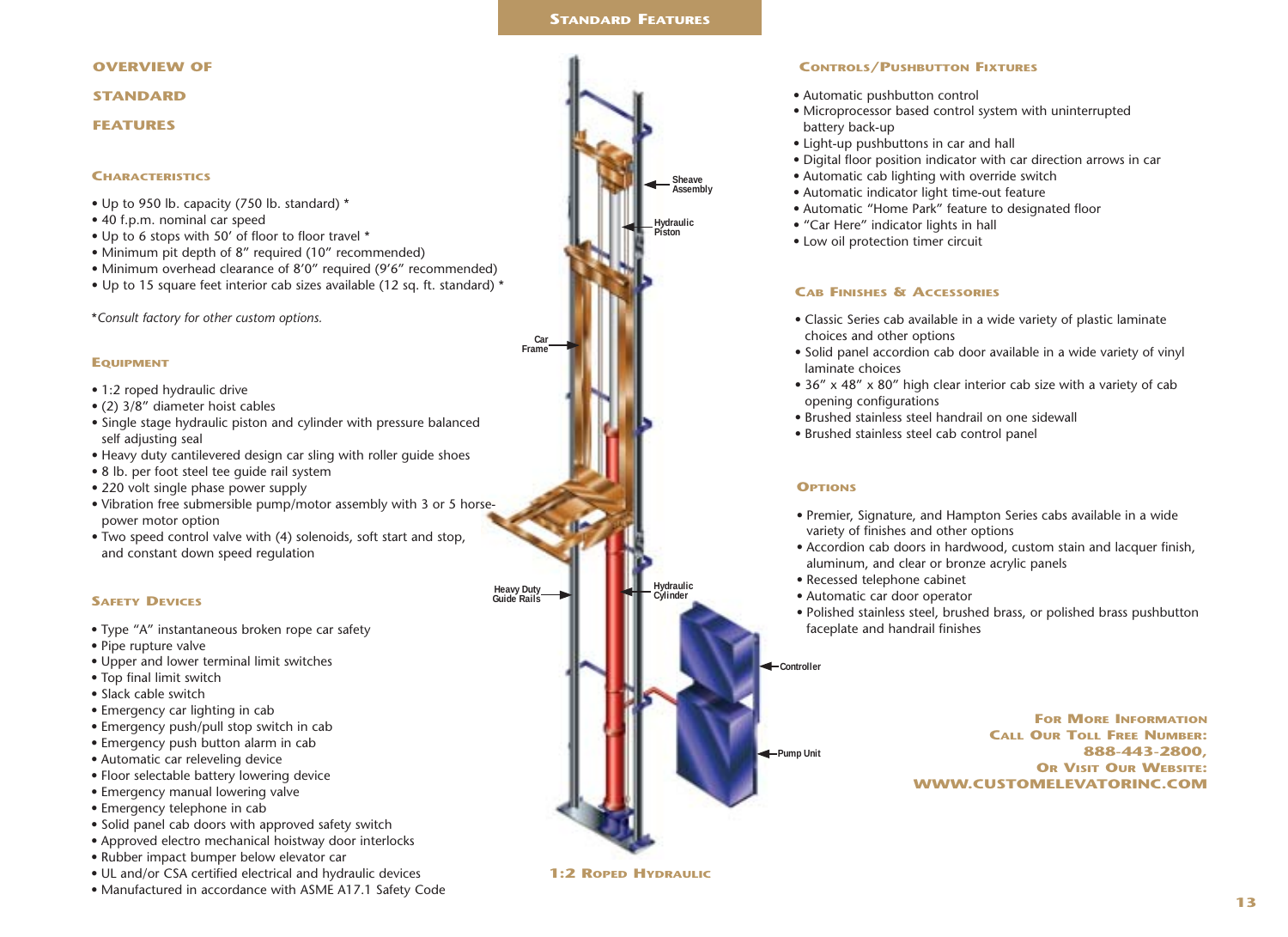# Standard Features

## Overview of Standard Features

### Characteristics

- Up to 950 lb. capacity (750 lb. standard) *
- 40 f.p.m. nominal car speed
- Up to 6 stops with 50′ of floor to floor travel *
- Minimum pit depth of 8″ required (10″ recommended)
- Minimum overhead clearance of 8′0″ required (9′6″ recommended)
- Up to 15 square feet interior cab sizes available (12 sq. ft. standard) *

**Consult factory for other custom options.*

### Equipment

- 1:2 roped hydraulic drive
- (2) 3/8″ diameter hoist cables
- Single stage hydraulic piston and cylinder with pressure balanced self adjusting seal
- Heavy duty cantilevered design car sling with roller guide shoes
- 8 lb. per foot steel tee guide rail system
- 220 volt single phase power supply
- Vibration free submersible pump/motor assembly with 3 or 5 horse-power motor option
- Two speed control valve with (4) solenoids, soft start and stop, and constant down speed regulation

### Safety Devices

- Type "A" instantaneous broken rope car safety
- Pipe rupture valve
- Upper and lower terminal limit switches
- Top final limit switch
- Slack cable switch
- Emergency car lighting in cab
- Emergency push/pull stop switch in cab
- Emergency push button alarm in cab
- Automatic car releveling device
- Floor selectable battery lowering device
- Emergency manual lowering valve
- Emergency telephone in cab
- Solid panel cab doors with approved safety switch
- Approved electro mechanical hoistway door interlocks
- Rubber impact bumper below elevator car
- UL and/or CSA certified electrical and hydraulic devices
- Manufactured in accordance with ASME A17.1 Safety Code

Sheave Assembly

Hydraulic Piston

Car Frame

Heavy Duty Guide Rails

Hydraulic Cylinder

Controller

Pump Unit

**1:2 Roped Hydraulic**

### Controls/Pushbutton Fixtures

- Automatic pushbutton control
- Microprocessor based control system with uninterrupted battery back-up
- Light-up pushbuttons in car and hall
- Digital floor position indicator with car direction arrows in car
- Automatic cab lighting with override switch
- Automatic indicator light time-out feature
- Automatic "Home Park" feature to designated floor
- "Car Here" indicator lights in hall
- Low oil protection timer circuit

### Cab Finishes & Accessories

- Classic Series cab available in a wide variety of plastic laminate choices and other options
- Solid panel accordion cab door available in a wide variety of vinyl laminate choices
- 36″ x 48″ x 80″ high clear interior cab size with a variety of cab opening configurations
- Brushed stainless steel handrail on one sidewall
- Brushed stainless steel cab control panel

### Options

- Premier, Signature, and Hampton Series cabs available in a wide variety of finishes and other options
- Accordion cab doors in hardwood, custom stain and lacquer finish, aluminum, and clear or bronze acrylic panels
- Recessed telephone cabinet
- Automatic car door operator
- Polished stainless steel, brushed brass, or polished brass pushbutton faceplate and handrail finishes

**For More Information**
**Call Our Toll Free Number:**
**888-443-2800,**
**Or Visit Our Website:**
**WWW.CUSTOMELEVATORINC.COM**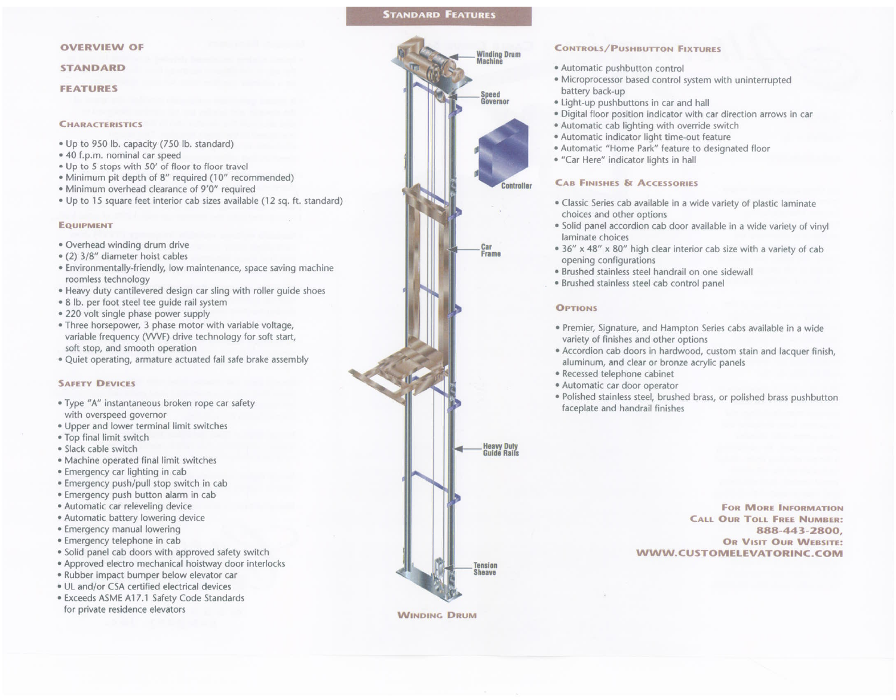# Standard Features

## Overview of Standard Features

### Characteristics

- Up to 950 lb. capacity (750 lb. standard)
- 40 f.p.m. nominal car speed
- Up to 5 stops with 50' of floor to floor travel
- Minimum pit depth of 8" required (10" recommended)
- Minimum overhead clearance of 9'0" required
- Up to 15 square feet interior cab sizes available (12 sq. ft. standard)

### Equipment

- Overhead winding drum drive
- (2) 3/8" diameter hoist cables
- Environmentally-friendly, low maintenance, space saving machine roomless technology
- Heavy duty cantilevered design car sling with roller guide shoes
- 8 lb. per foot steel tee guide rail system
- 220 volt single phase power supply
- Three horsepower, 3 phase motor with variable voltage, variable frequency (VVVF) drive technology for soft start, soft stop, and smooth operation
- Quiet operating, armature actuated fail safe brake assembly

### Safety Devices

- Type "A" instantaneous broken rope car safety with overspeed governor
- Upper and lower terminal limit switches
- Top final limit switch
- Slack cable switch
- Machine operated final limit switches
- Emergency car lighting in cab
- Emergency push/pull stop switch in cab
- Emergency push button alarm in cab
- Automatic car releveling device
- Automatic battery lowering device
- Emergency manual lowering
- Emergency telephone in cab
- Solid panel cab doors with approved safety switch
- Approved electro mechanical hoistway door interlocks
- Rubber impact bumper below elevator car
- UL and/or CSA certified electrical devices
- Exceeds ASME A17.1 Safety Code Standards for private residence elevators

Winding Drum Machine

Speed Governor

Controller

Car Frame

Heavy Duty Guide Rails

Tension Sheave

Winding Drum

### Controls/Pushbutton Fixtures

- Automatic pushbutton control
- Microprocessor based control system with uninterrupted battery back-up
- Light-up pushbuttons in car and hall
- Digital floor position indicator with car direction arrows in car
- Automatic cab lighting with override switch
- Automatic indicator light time-out feature
- Automatic "Home Park" feature to designated floor
- "Car Here" indicator lights in hall

### Cab Finishes & Accessories

- Classic Series cab available in a wide variety of plastic laminate choices and other options
- Solid panel accordion cab door available in a wide variety of vinyl laminate choices
- 36" x 48" x 80" high clear interior cab size with a variety of cab opening configurations
- Brushed stainless steel handrail on one sidewall
- Brushed stainless steel cab control panel

### Options

- Premier, Signature, and Hampton Series cabs available in a wide variety of finishes and other options
- Accordion cab doors in hardwood, custom stain and lacquer finish, aluminum, and clear or bronze acrylic panels
- Recessed telephone cabinet
- Automatic car door operator
- Polished stainless steel, brushed brass, or polished brass pushbutton faceplate and handrail finishes

**For More Information
Call Our Toll Free Number:
888-443-2800,
Or Visit Our Website:
WWW.CUSTOMELEVATORINC.COM**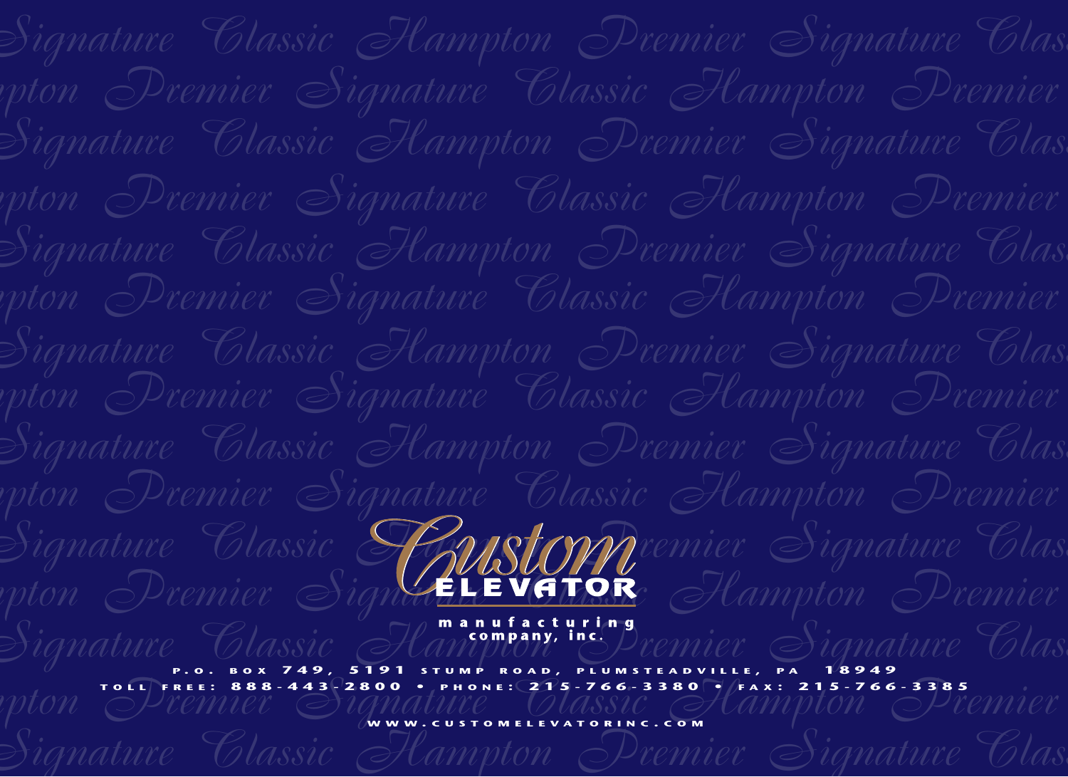Custom ELEVATOR

manufacturing company, inc.

P.O. BOX 749, 5191 STUMP ROAD, PLUMSTEADVILLE, PA 18949

TOLL FREE: 888-443-2800 • PHONE: 215-766-3380 • FAX: 215-766-3385

WWW.CUSTOMELEVATORINC.COM